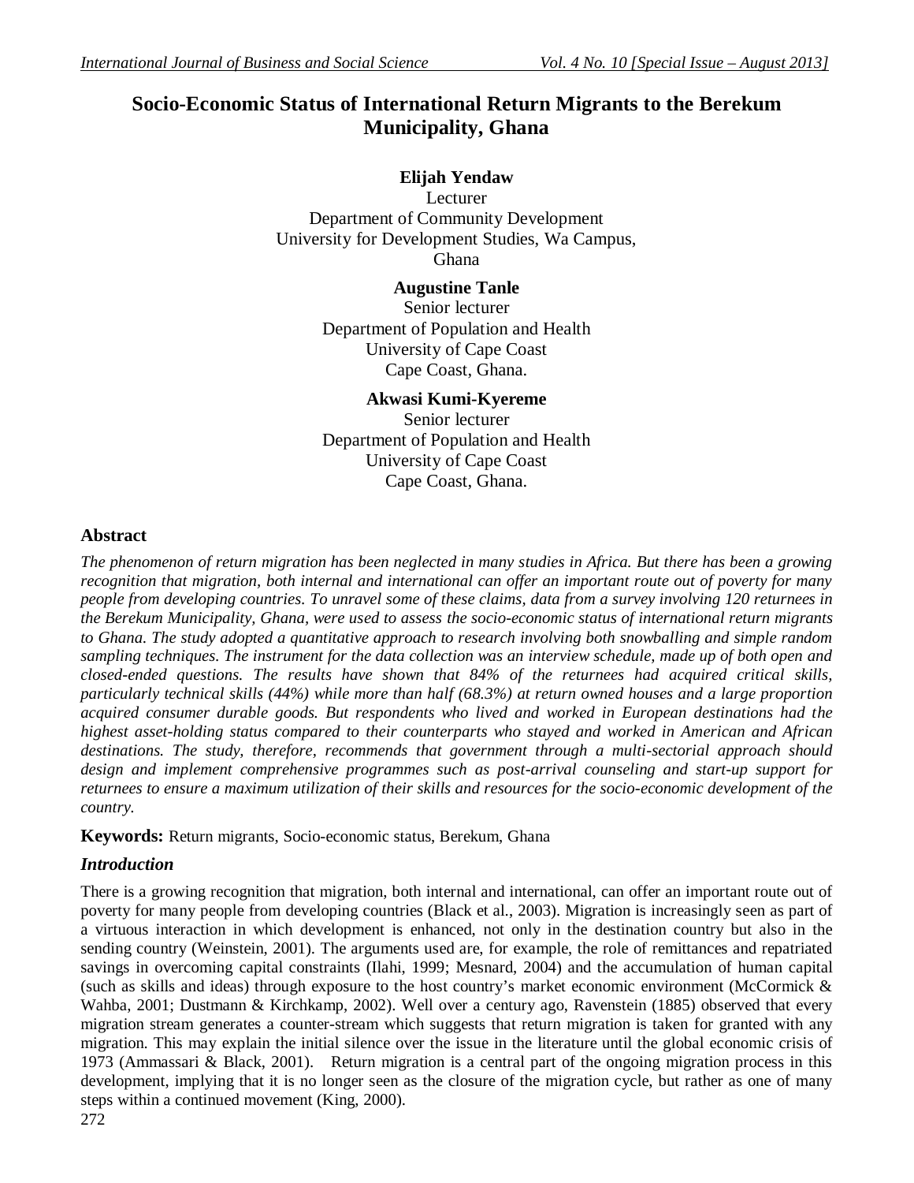# Socio-Economic Status of International Return Migrants to the Berekum Municipality, Ghana

**Elijah Yendaw**
Lecturer
Department of Community Development
University for Development Studies, Wa Campus,
Ghana

**Augustine Tanle**
Senior lecturer
Department of Population and Health
University of Cape Coast
Cape Coast, Ghana.

**Akwasi Kumi-Kyereme**
Senior lecturer
Department of Population and Health
University of Cape Coast
Cape Coast, Ghana.

## Abstract

*The phenomenon of return migration has been neglected in many studies in Africa. But there has been a growing recognition that migration, both internal and international can offer an important route out of poverty for many people from developing countries. To unravel some of these claims, data from a survey involving 120 returnees in the Berekum Municipality, Ghana, were used to assess the socio-economic status of international return migrants to Ghana. The study adopted a quantitative approach to research involving both snowballing and simple random sampling techniques. The instrument for the data collection was an interview schedule, made up of both open and closed-ended questions. The results have shown that 84% of the returnees had acquired critical skills, particularly technical skills (44%) while more than half (68.3%) at return owned houses and a large proportion acquired consumer durable goods. But respondents who lived and worked in European destinations had the highest asset-holding status compared to their counterparts who stayed and worked in American and African destinations. The study, therefore, recommends that government through a multi-sectorial approach should design and implement comprehensive programmes such as post-arrival counseling and start-up support for returnees to ensure a maximum utilization of their skills and resources for the socio-economic development of the country.*

**Keywords:** Return migrants, Socio-economic status, Berekum, Ghana

## *Introduction*

There is a growing recognition that migration, both internal and international, can offer an important route out of poverty for many people from developing countries (Black et al., 2003). Migration is increasingly seen as part of a virtuous interaction in which development is enhanced, not only in the destination country but also in the sending country (Weinstein, 2001). The arguments used are, for example, the role of remittances and repatriated savings in overcoming capital constraints (Ilahi, 1999; Mesnard, 2004) and the accumulation of human capital (such as skills and ideas) through exposure to the host country's market economic environment (McCormick & Wahba, 2001; Dustmann & Kirchkamp, 2002). Well over a century ago, Ravenstein (1885) observed that every migration stream generates a counter-stream which suggests that return migration is taken for granted with any migration. This may explain the initial silence over the issue in the literature until the global economic crisis of 1973 (Ammassari & Black, 2001). Return migration is a central part of the ongoing migration process in this development, implying that it is no longer seen as the closure of the migration cycle, but rather as one of many steps within a continued movement (King, 2000).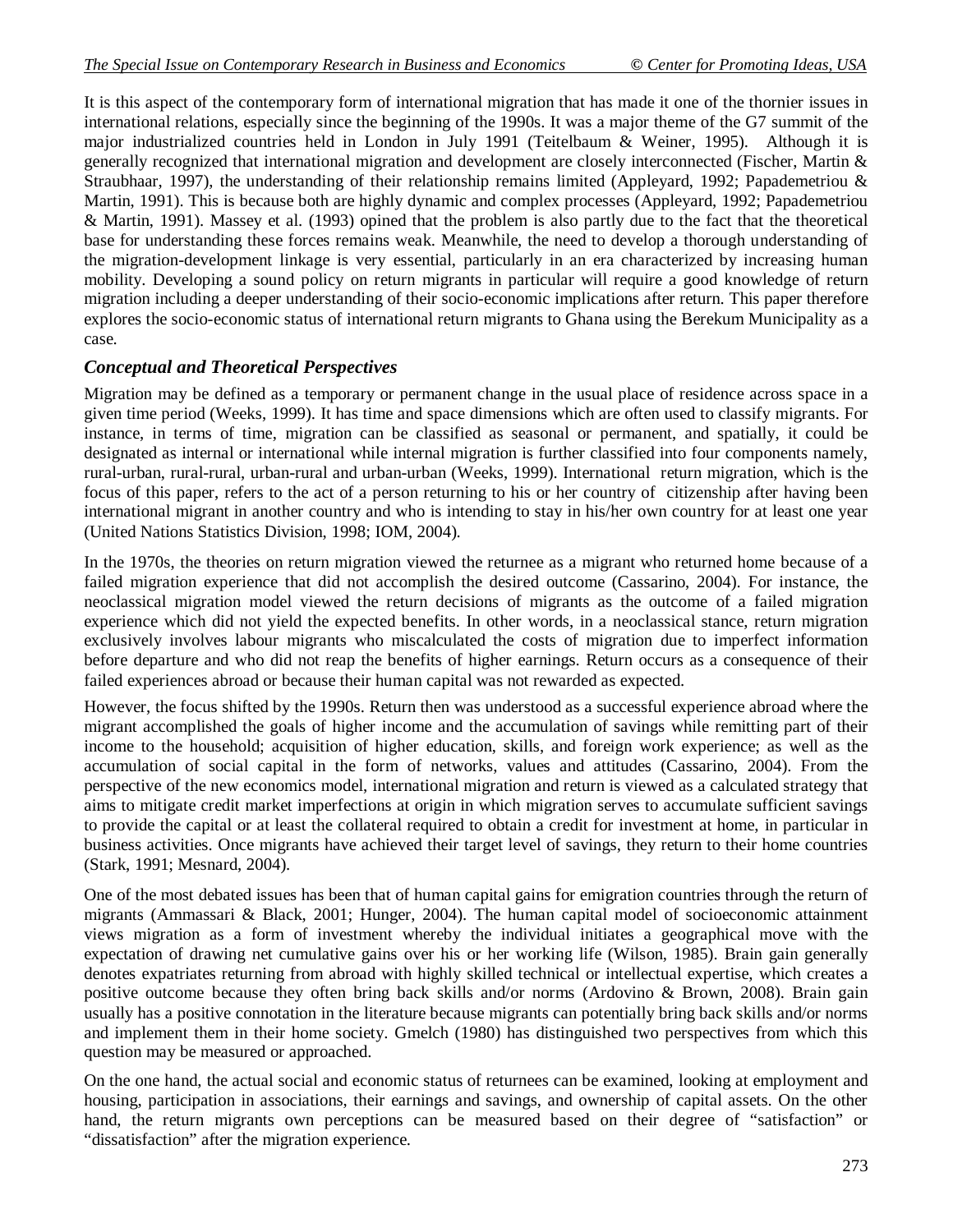It is this aspect of the contemporary form of international migration that has made it one of the thornier issues in international relations, especially since the beginning of the 1990s. It was a major theme of the G7 summit of the major industrialized countries held in London in July 1991 (Teitelbaum & Weiner, 1995). Although it is generally recognized that international migration and development are closely interconnected (Fischer, Martin & Straubhaar, 1997), the understanding of their relationship remains limited (Appleyard, 1992; Papademetriou & Martin, 1991). This is because both are highly dynamic and complex processes (Appleyard, 1992; Papademetriou & Martin, 1991). Massey et al. (1993) opined that the problem is also partly due to the fact that the theoretical base for understanding these forces remains weak. Meanwhile, the need to develop a thorough understanding of the migration-development linkage is very essential, particularly in an era characterized by increasing human mobility. Developing a sound policy on return migrants in particular will require a good knowledge of return migration including a deeper understanding of their socio-economic implications after return. This paper therefore explores the socio-economic status of international return migrants to Ghana using the Berekum Municipality as a case.

### *Conceptual and Theoretical Perspectives*

Migration may be defined as a temporary or permanent change in the usual place of residence across space in a given time period (Weeks, 1999). It has time and space dimensions which are often used to classify migrants. For instance, in terms of time, migration can be classified as seasonal or permanent, and spatially, it could be designated as internal or international while internal migration is further classified into four components namely, rural-urban, rural-rural, urban-rural and urban-urban (Weeks, 1999). International return migration, which is the focus of this paper, refers to the act of a person returning to his or her country of citizenship after having been international migrant in another country and who is intending to stay in his/her own country for at least one year (United Nations Statistics Division, 1998; IOM, 2004).

In the 1970s, the theories on return migration viewed the returnee as a migrant who returned home because of a failed migration experience that did not accomplish the desired outcome (Cassarino, 2004). For instance, the neoclassical migration model viewed the return decisions of migrants as the outcome of a failed migration experience which did not yield the expected benefits. In other words, in a neoclassical stance, return migration exclusively involves labour migrants who miscalculated the costs of migration due to imperfect information before departure and who did not reap the benefits of higher earnings. Return occurs as a consequence of their failed experiences abroad or because their human capital was not rewarded as expected.

However, the focus shifted by the 1990s. Return then was understood as a successful experience abroad where the migrant accomplished the goals of higher income and the accumulation of savings while remitting part of their income to the household; acquisition of higher education, skills, and foreign work experience; as well as the accumulation of social capital in the form of networks, values and attitudes (Cassarino, 2004). From the perspective of the new economics model, international migration and return is viewed as a calculated strategy that aims to mitigate credit market imperfections at origin in which migration serves to accumulate sufficient savings to provide the capital or at least the collateral required to obtain a credit for investment at home, in particular in business activities. Once migrants have achieved their target level of savings, they return to their home countries (Stark, 1991; Mesnard, 2004).

One of the most debated issues has been that of human capital gains for emigration countries through the return of migrants (Ammassari & Black, 2001; Hunger, 2004). The human capital model of socioeconomic attainment views migration as a form of investment whereby the individual initiates a geographical move with the expectation of drawing net cumulative gains over his or her working life (Wilson, 1985). Brain gain generally denotes expatriates returning from abroad with highly skilled technical or intellectual expertise, which creates a positive outcome because they often bring back skills and/or norms (Ardovino & Brown, 2008). Brain gain usually has a positive connotation in the literature because migrants can potentially bring back skills and/or norms and implement them in their home society. Gmelch (1980) has distinguished two perspectives from which this question may be measured or approached.

On the one hand, the actual social and economic status of returnees can be examined, looking at employment and housing, participation in associations, their earnings and savings, and ownership of capital assets. On the other hand, the return migrants own perceptions can be measured based on their degree of "satisfaction" or "dissatisfaction" after the migration experience.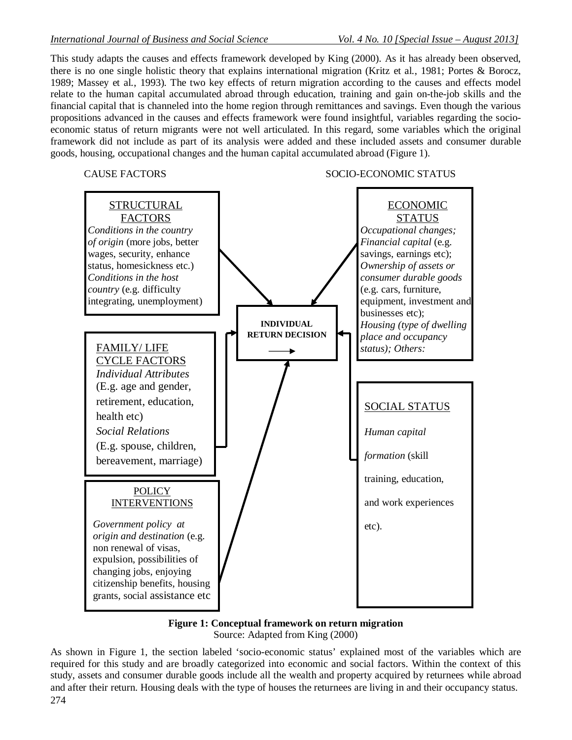This study adapts the causes and effects framework developed by King (2000). As it has already been observed, there is no one single holistic theory that explains international migration (Kritz et al., 1981; Portes & Borocz, 1989; Massey et al., 1993). The two key effects of return migration according to the causes and effects model relate to the human capital accumulated abroad through education, training and gain on-the-job skills and the financial capital that is channeled into the home region through remittances and savings. Even though the various propositions advanced in the causes and effects framework were found insightful, variables regarding the socio-economic status of return migrants were not well articulated. In this regard, some variables which the original framework did not include as part of its analysis were added and these included assets and consumer durable goods, housing, occupational changes and the human capital accumulated abroad (Figure 1).

CAUSE FACTORS

SOCIO-ECONOMIC STATUS

**STRUCTURAL FACTORS**
*Conditions in the country of origin* (more jobs, better wages, security, enhance status, homesickness etc.) *Conditions in the host country* (e.g. difficulty integrating, unemployment)

**FAMILY/ LIFE CYCLE FACTORS**
*Individual Attributes* (E.g. age and gender, retirement, education, health etc) *Social Relations* (E.g. spouse, children, bereavement, marriage)

**POLICY INTERVENTIONS**
*Government policy at origin and destination* (e.g. non renewal of visas, expulsion, possibilities of changing jobs, enjoying citizenship benefits, housing grants, social assistance etc

**INDIVIDUAL RETURN DECISION**

**ECONOMIC STATUS**
*Occupational changes; Financial capital* (e.g. savings, earnings etc); *Ownership of assets or consumer durable goods* (e.g. cars, furniture, equipment, investment and businesses etc); *Housing (type of dwelling place and occupancy status); Others:*

**SOCIAL STATUS**
*Human capital formation* (skill training, education, and work experiences etc).

**Figure 1: Conceptual framework on return migration**
Source: Adapted from King (2000)

As shown in Figure 1, the section labeled 'socio-economic status' explained most of the variables which are required for this study and are broadly categorized into economic and social factors. Within the context of this study, assets and consumer durable goods include all the wealth and property acquired by returnees while abroad and after their return. Housing deals with the type of houses the returnees are living in and their occupancy status.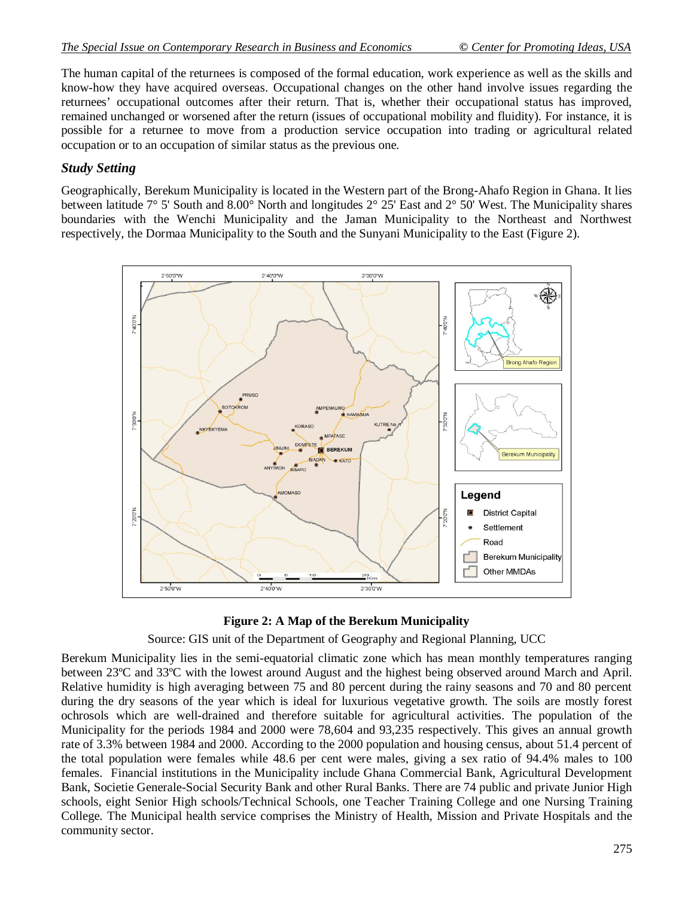The human capital of the returnees is composed of the formal education, work experience as well as the skills and know-how they have acquired overseas. Occupational changes on the other hand involve issues regarding the returnees' occupational outcomes after their return. That is, whether their occupational status has improved, remained unchanged or worsened after the return (issues of occupational mobility and fluidity). For instance, it is possible for a returnee to move from a production service occupation into trading or agricultural related occupation or to an occupation of similar status as the previous one.

### *Study Setting*

Geographically, Berekum Municipality is located in the Western part of the Brong-Ahafo Region in Ghana. It lies between latitude 7° 5' South and 8.00° North and longitudes 2° 25' East and 2° 50' West. The Municipality shares boundaries with the Wenchi Municipality and the Jaman Municipality to the Northeast and Northwest respectively, the Dormaa Municipality to the South and the Sunyani Municipality to the East (Figure 2).

**Figure 2: A Map of the Berekum Municipality**

Source: GIS unit of the Department of Geography and Regional Planning, UCC

Berekum Municipality lies in the semi-equatorial climatic zone which has mean monthly temperatures ranging between 23ºC and 33ºC with the lowest around August and the highest being observed around March and April. Relative humidity is high averaging between 75 and 80 percent during the rainy seasons and 70 and 80 percent during the dry seasons of the year which is ideal for luxurious vegetative growth. The soils are mostly forest ochrosols which are well-drained and therefore suitable for agricultural activities. The population of the Municipality for the periods 1984 and 2000 were 78,604 and 93,235 respectively. This gives an annual growth rate of 3.3% between 1984 and 2000. According to the 2000 population and housing census, about 51.4 percent of the total population were females while 48.6 per cent were males, giving a sex ratio of 94.4% males to 100 females. Financial institutions in the Municipality include Ghana Commercial Bank, Agricultural Development Bank, Societie Generale-Social Security Bank and other Rural Banks. There are 74 public and private Junior High schools, eight Senior High schools/Technical Schools, one Teacher Training College and one Nursing Training College. The Municipal health service comprises the Ministry of Health, Mission and Private Hospitals and the community sector.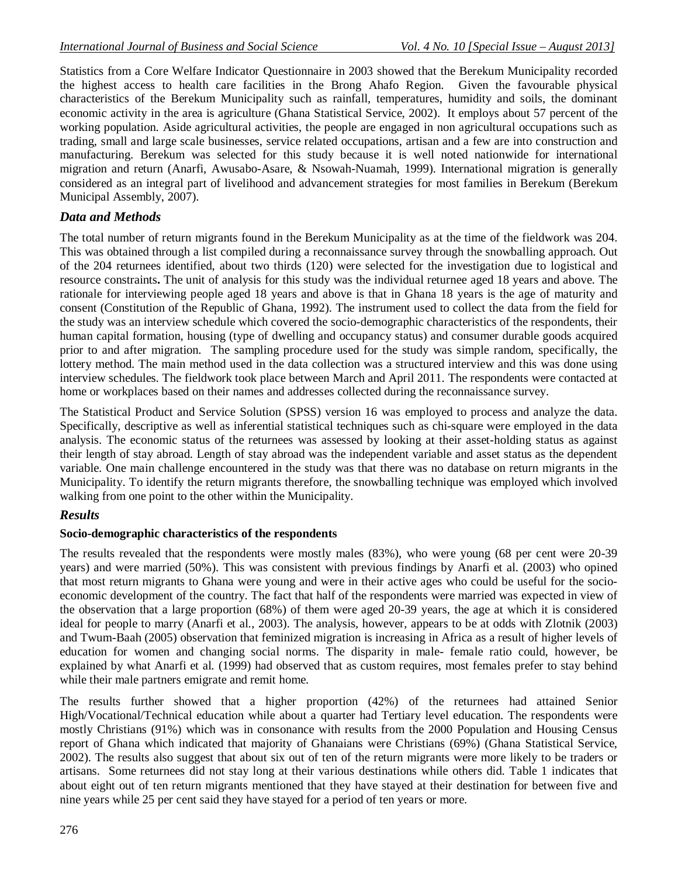Statistics from a Core Welfare Indicator Questionnaire in 2003 showed that the Berekum Municipality recorded the highest access to health care facilities in the Brong Ahafo Region. Given the favourable physical characteristics of the Berekum Municipality such as rainfall, temperatures, humidity and soils, the dominant economic activity in the area is agriculture (Ghana Statistical Service, 2002). It employs about 57 percent of the working population. Aside agricultural activities, the people are engaged in non agricultural occupations such as trading, small and large scale businesses, service related occupations, artisan and a few are into construction and manufacturing. Berekum was selected for this study because it is well noted nationwide for international migration and return (Anarfi, Awusabo-Asare, & Nsowah-Nuamah, 1999). International migration is generally considered as an integral part of livelihood and advancement strategies for most families in Berekum (Berekum Municipal Assembly, 2007).

## *Data and Methods*

The total number of return migrants found in the Berekum Municipality as at the time of the fieldwork was 204. This was obtained through a list compiled during a reconnaissance survey through the snowballing approach. Out of the 204 returnees identified, about two thirds (120) were selected for the investigation due to logistical and resource constraints**.** The unit of analysis for this study was the individual returnee aged 18 years and above. The rationale for interviewing people aged 18 years and above is that in Ghana 18 years is the age of maturity and consent (Constitution of the Republic of Ghana, 1992). The instrument used to collect the data from the field for the study was an interview schedule which covered the socio-demographic characteristics of the respondents, their human capital formation, housing (type of dwelling and occupancy status) and consumer durable goods acquired prior to and after migration. The sampling procedure used for the study was simple random, specifically, the lottery method. The main method used in the data collection was a structured interview and this was done using interview schedules. The fieldwork took place between March and April 2011. The respondents were contacted at home or workplaces based on their names and addresses collected during the reconnaissance survey.

The Statistical Product and Service Solution (SPSS) version 16 was employed to process and analyze the data. Specifically, descriptive as well as inferential statistical techniques such as chi-square were employed in the data analysis. The economic status of the returnees was assessed by looking at their asset-holding status as against their length of stay abroad. Length of stay abroad was the independent variable and asset status as the dependent variable. One main challenge encountered in the study was that there was no database on return migrants in the Municipality. To identify the return migrants therefore, the snowballing technique was employed which involved walking from one point to the other within the Municipality.

## *Results*

### Socio-demographic characteristics of the respondents

The results revealed that the respondents were mostly males (83%), who were young (68 per cent were 20-39 years) and were married (50%). This was consistent with previous findings by Anarfi et al. (2003) who opined that most return migrants to Ghana were young and were in their active ages who could be useful for the socio-economic development of the country. The fact that half of the respondents were married was expected in view of the observation that a large proportion (68%) of them were aged 20-39 years, the age at which it is considered ideal for people to marry (Anarfi et al., 2003). The analysis, however, appears to be at odds with Zlotnik (2003) and Twum-Baah (2005) observation that feminized migration is increasing in Africa as a result of higher levels of education for women and changing social norms. The disparity in male- female ratio could, however, be explained by what Anarfi et al. (1999) had observed that as custom requires, most females prefer to stay behind while their male partners emigrate and remit home.

The results further showed that a higher proportion (42%) of the returnees had attained Senior High/Vocational/Technical education while about a quarter had Tertiary level education. The respondents were mostly Christians (91%) which was in consonance with results from the 2000 Population and Housing Census report of Ghana which indicated that majority of Ghanaians were Christians (69%) (Ghana Statistical Service, 2002). The results also suggest that about six out of ten of the return migrants were more likely to be traders or artisans. Some returnees did not stay long at their various destinations while others did. Table 1 indicates that about eight out of ten return migrants mentioned that they have stayed at their destination for between five and nine years while 25 per cent said they have stayed for a period of ten years or more.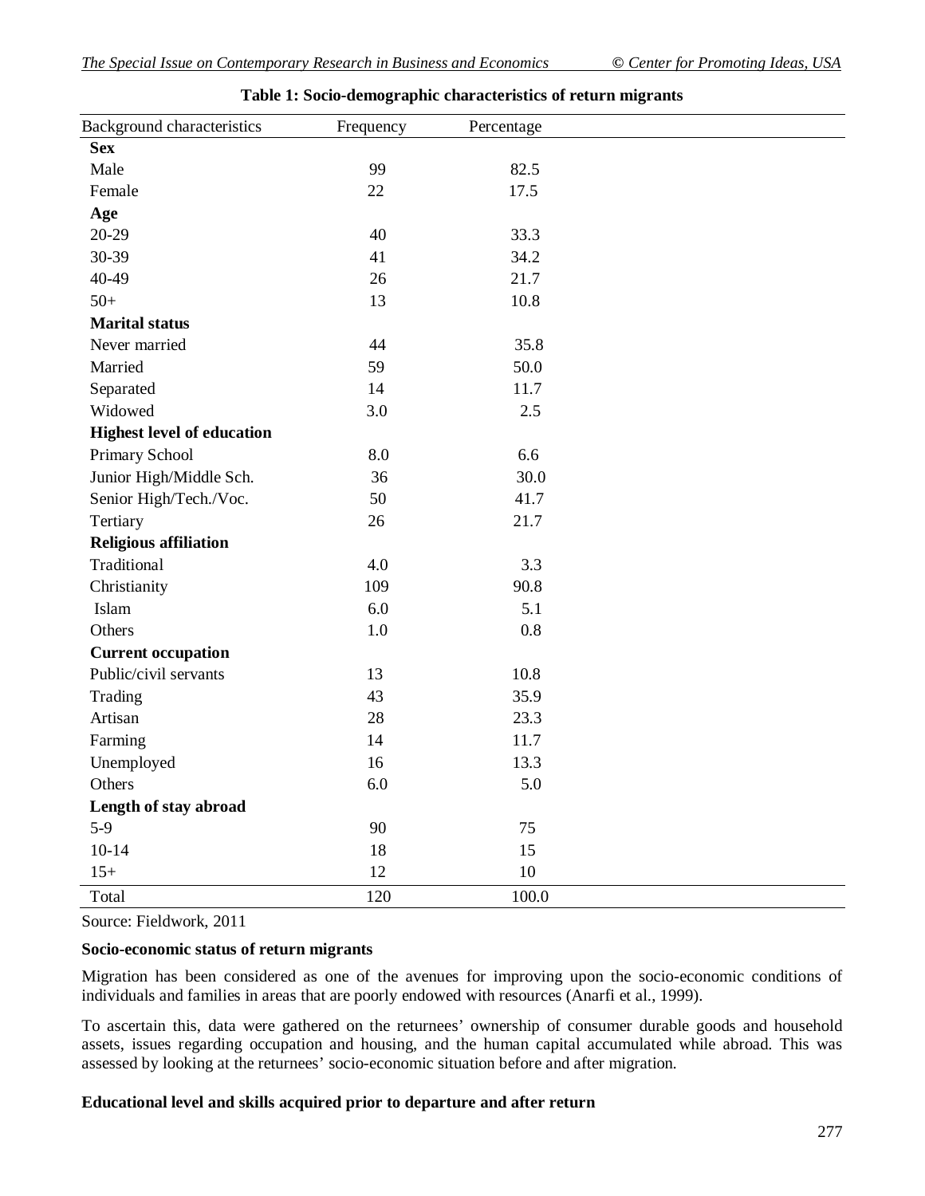**Table 1: Socio-demographic characteristics of return migrants**

| Background characteristics | Frequency | Percentage |
|---|---|---|
| **Sex** | | |
| Male | 99 | 82.5 |
| Female | 22 | 17.5 |
| **Age** | | |
| 20-29 | 40 | 33.3 |
| 30-39 | 41 | 34.2 |
| 40-49 | 26 | 21.7 |
| 50+ | 13 | 10.8 |
| **Marital status** | | |
| Never married | 44 | 35.8 |
| Married | 59 | 50.0 |
| Separated | 14 | 11.7 |
| Widowed | 3.0 | 2.5 |
| **Highest level of education** | | |
| Primary School | 8.0 | 6.6 |
| Junior High/Middle Sch. | 36 | 30.0 |
| Senior High/Tech./Voc. | 50 | 41.7 |
| Tertiary | 26 | 21.7 |
| **Religious affiliation** | | |
| Traditional | 4.0 | 3.3 |
| Christianity | 109 | 90.8 |
| Islam | 6.0 | 5.1 |
| Others | 1.0 | 0.8 |
| **Current occupation** | | |
| Public/civil servants | 13 | 10.8 |
| Trading | 43 | 35.9 |
| Artisan | 28 | 23.3 |
| Farming | 14 | 11.7 |
| Unemployed | 16 | 13.3 |
| Others | 6.0 | 5.0 |
| **Length of stay abroad** | | |
| 5-9 | 90 | 75 |
| 10-14 | 18 | 15 |
| 15+ | 12 | 10 |
| Total | 120 | 100.0 |

Source: Fieldwork, 2011

**Socio-economic status of return migrants**

Migration has been considered as one of the avenues for improving upon the socio-economic conditions of individuals and families in areas that are poorly endowed with resources (Anarfi et al., 1999).

To ascertain this, data were gathered on the returnees' ownership of consumer durable goods and household assets, issues regarding occupation and housing, and the human capital accumulated while abroad. This was assessed by looking at the returnees' socio-economic situation before and after migration.

**Educational level and skills acquired prior to departure and after return**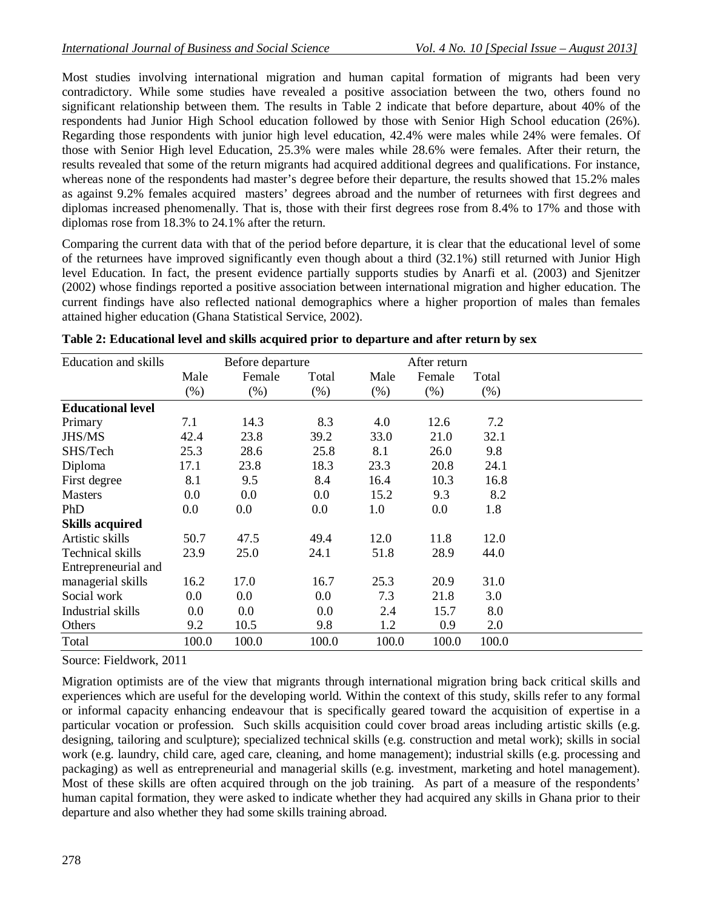Most studies involving international migration and human capital formation of migrants had been very contradictory. While some studies have revealed a positive association between the two, others found no significant relationship between them. The results in Table 2 indicate that before departure, about 40% of the respondents had Junior High School education followed by those with Senior High School education (26%). Regarding those respondents with junior high level education, 42.4% were males while 24% were females. Of those with Senior High level Education, 25.3% were males while 28.6% were females. After their return, the results revealed that some of the return migrants had acquired additional degrees and qualifications. For instance, whereas none of the respondents had master's degree before their departure, the results showed that 15.2% males as against 9.2% females acquired masters' degrees abroad and the number of returnees with first degrees and diplomas increased phenomenally. That is, those with their first degrees rose from 8.4% to 17% and those with diplomas rose from 18.3% to 24.1% after the return.

Comparing the current data with that of the period before departure, it is clear that the educational level of some of the returnees have improved significantly even though about a third (32.1%) still returned with Junior High level Education. In fact, the present evidence partially supports studies by Anarfi et al. (2003) and Sjenitzer (2002) whose findings reported a positive association between international migration and higher education. The current findings have also reflected national demographics where a higher proportion of males than females attained higher education (Ghana Statistical Service, 2002).

**Table 2: Educational level and skills acquired prior to departure and after return by sex**

| Education and skills | Before departure | | | After return | | |
|---|---|---|---|---|---|---|
| | Male (%) | Female (%) | Total (%) | Male (%) | Female (%) | Total (%) |
| **Educational level** | | | | | | |
| Primary | 7.1 | 14.3 | 8.3 | 4.0 | 12.6 | 7.2 |
| JHS/MS | 42.4 | 23.8 | 39.2 | 33.0 | 21.0 | 32.1 |
| SHS/Tech | 25.3 | 28.6 | 25.8 | 8.1 | 26.0 | 9.8 |
| Diploma | 17.1 | 23.8 | 18.3 | 23.3 | 20.8 | 24.1 |
| First degree | 8.1 | 9.5 | 8.4 | 16.4 | 10.3 | 16.8 |
| Masters | 0.0 | 0.0 | 0.0 | 15.2 | 9.3 | 8.2 |
| PhD | 0.0 | 0.0 | 0.0 | 1.0 | 0.0 | 1.8 |
| **Skills acquired** | | | | | | |
| Artistic skills | 50.7 | 47.5 | 49.4 | 12.0 | 11.8 | 12.0 |
| Technical skills | 23.9 | 25.0 | 24.1 | 51.8 | 28.9 | 44.0 |
| Entrepreneurial and managerial skills | 16.2 | 17.0 | 16.7 | 25.3 | 20.9 | 31.0 |
| Social work | 0.0 | 0.0 | 0.0 | 7.3 | 21.8 | 3.0 |
| Industrial skills | 0.0 | 0.0 | 0.0 | 2.4 | 15.7 | 8.0 |
| Others | 9.2 | 10.5 | 9.8 | 1.2 | 0.9 | 2.0 |
| Total | 100.0 | 100.0 | 100.0 | 100.0 | 100.0 | 100.0 |

Source: Fieldwork, 2011

Migration optimists are of the view that migrants through international migration bring back critical skills and experiences which are useful for the developing world. Within the context of this study, skills refer to any formal or informal capacity enhancing endeavour that is specifically geared toward the acquisition of expertise in a particular vocation or profession. Such skills acquisition could cover broad areas including artistic skills (e.g. designing, tailoring and sculpture); specialized technical skills (e.g. construction and metal work); skills in social work (e.g. laundry, child care, aged care, cleaning, and home management); industrial skills (e.g. processing and packaging) as well as entrepreneurial and managerial skills (e.g. investment, marketing and hotel management). Most of these skills are often acquired through on the job training. As part of a measure of the respondents' human capital formation, they were asked to indicate whether they had acquired any skills in Ghana prior to their departure and also whether they had some skills training abroad.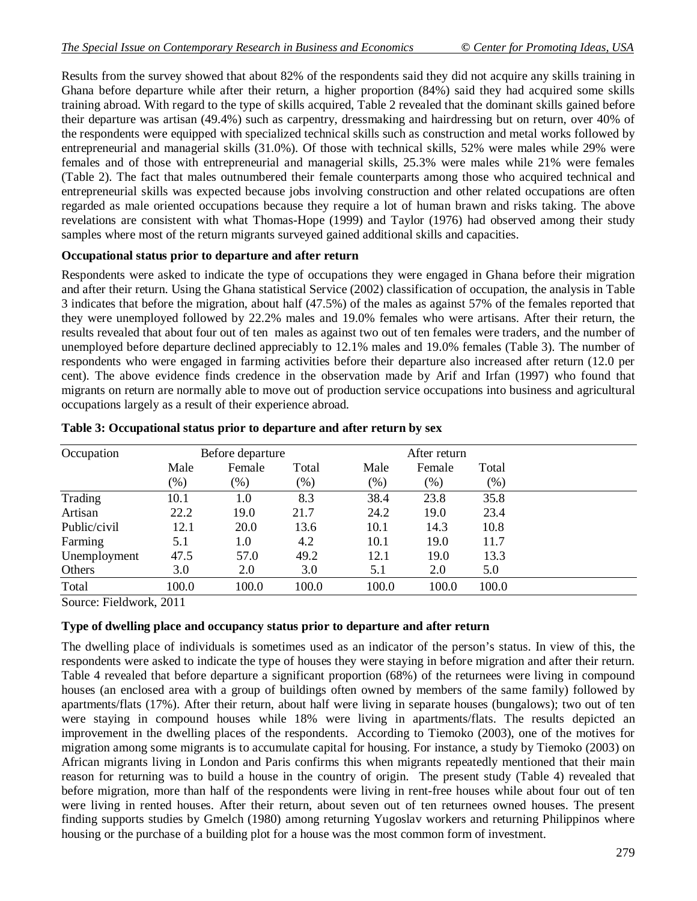Results from the survey showed that about 82% of the respondents said they did not acquire any skills training in Ghana before departure while after their return, a higher proportion (84%) said they had acquired some skills training abroad. With regard to the type of skills acquired, Table 2 revealed that the dominant skills gained before their departure was artisan (49.4%) such as carpentry, dressmaking and hairdressing but on return, over 40% of the respondents were equipped with specialized technical skills such as construction and metal works followed by entrepreneurial and managerial skills (31.0%). Of those with technical skills, 52% were males while 29% were females and of those with entrepreneurial and managerial skills, 25.3% were males while 21% were females (Table 2). The fact that males outnumbered their female counterparts among those who acquired technical and entrepreneurial skills was expected because jobs involving construction and other related occupations are often regarded as male oriented occupations because they require a lot of human brawn and risks taking. The above revelations are consistent with what Thomas-Hope (1999) and Taylor (1976) had observed among their study samples where most of the return migrants surveyed gained additional skills and capacities.

**Occupational status prior to departure and after return**

Respondents were asked to indicate the type of occupations they were engaged in Ghana before their migration and after their return. Using the Ghana statistical Service (2002) classification of occupation, the analysis in Table 3 indicates that before the migration, about half (47.5%) of the males as against 57% of the females reported that they were unemployed followed by 22.2% males and 19.0% females who were artisans. After their return, the results revealed that about four out of ten males as against two out of ten females were traders, and the number of unemployed before departure declined appreciably to 12.1% males and 19.0% females (Table 3). The number of respondents who were engaged in farming activities before their departure also increased after return (12.0 per cent). The above evidence finds credence in the observation made by Arif and Irfan (1997) who found that migrants on return are normally able to move out of production service occupations into business and agricultural occupations largely as a result of their experience abroad.

**Table 3: Occupational status prior to departure and after return by sex**

| Occupation | Before departure | | | After return | | |
|---|---|---|---|---|---|---|
| | Male (%) | Female (%) | Total (%) | Male (%) | Female (%) | Total (%) |
| Trading | 10.1 | 1.0 | 8.3 | 38.4 | 23.8 | 35.8 |
| Artisan | 22.2 | 19.0 | 21.7 | 24.2 | 19.0 | 23.4 |
| Public/civil | 12.1 | 20.0 | 13.6 | 10.1 | 14.3 | 10.8 |
| Farming | 5.1 | 1.0 | 4.2 | 10.1 | 19.0 | 11.7 |
| Unemployment | 47.5 | 57.0 | 49.2 | 12.1 | 19.0 | 13.3 |
| Others | 3.0 | 2.0 | 3.0 | 5.1 | 2.0 | 5.0 |
| Total | 100.0 | 100.0 | 100.0 | 100.0 | 100.0 | 100.0 |

Source: Fieldwork, 2011

**Type of dwelling place and occupancy status prior to departure and after return**

The dwelling place of individuals is sometimes used as an indicator of the person's status. In view of this, the respondents were asked to indicate the type of houses they were staying in before migration and after their return. Table 4 revealed that before departure a significant proportion (68%) of the returnees were living in compound houses (an enclosed area with a group of buildings often owned by members of the same family) followed by apartments/flats (17%). After their return, about half were living in separate houses (bungalows); two out of ten were staying in compound houses while 18% were living in apartments/flats. The results depicted an improvement in the dwelling places of the respondents. According to Tiemoko (2003), one of the motives for migration among some migrants is to accumulate capital for housing. For instance, a study by Tiemoko (2003) on African migrants living in London and Paris confirms this when migrants repeatedly mentioned that their main reason for returning was to build a house in the country of origin. The present study (Table 4) revealed that before migration, more than half of the respondents were living in rent-free houses while about four out of ten were living in rented houses. After their return, about seven out of ten returnees owned houses. The present finding supports studies by Gmelch (1980) among returning Yugoslav workers and returning Philippinos where housing or the purchase of a building plot for a house was the most common form of investment.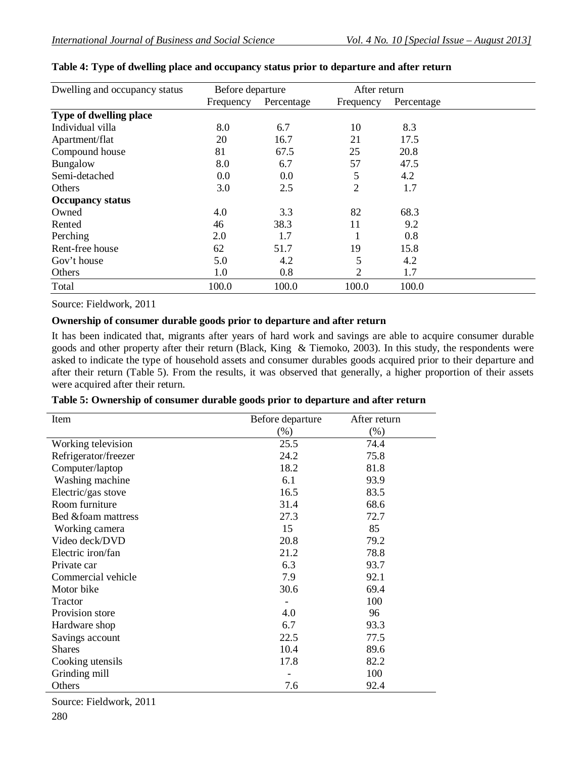**Table 4: Type of dwelling place and occupancy status prior to departure and after return**

| Dwelling and occupancy status | Before departure | | After return | |
|---|---|---|---|---|
| | Frequency | Percentage | Frequency | Percentage |
| **Type of dwelling place** | | | | |
| Individual villa | 8.0 | 6.7 | 10 | 8.3 |
| Apartment/flat | 20 | 16.7 | 21 | 17.5 |
| Compound house | 81 | 67.5 | 25 | 20.8 |
| Bungalow | 8.0 | 6.7 | 57 | 47.5 |
| Semi-detached | 0.0 | 0.0 | 5 | 4.2 |
| Others | 3.0 | 2.5 | 2 | 1.7 |
| **Occupancy status** | | | | |
| Owned | 4.0 | 3.3 | 82 | 68.3 |
| Rented | 46 | 38.3 | 11 | 9.2 |
| Perching | 2.0 | 1.7 | 1 | 0.8 |
| Rent-free house | 62 | 51.7 | 19 | 15.8 |
| Gov't house | 5.0 | 4.2 | 5 | 4.2 |
| Others | 1.0 | 0.8 | 2 | 1.7 |
| Total | 100.0 | 100.0 | 100.0 | 100.0 |

Source: Fieldwork, 2011

**Ownership of consumer durable goods prior to departure and after return**

It has been indicated that, migrants after years of hard work and savings are able to acquire consumer durable goods and other property after their return (Black, King & Tiemoko, 2003). In this study, the respondents were asked to indicate the type of household assets and consumer durables goods acquired prior to their departure and after their return (Table 5). From the results, it was observed that generally, a higher proportion of their assets were acquired after their return.

**Table 5: Ownership of consumer durable goods prior to departure and after return**

| Item | Before departure (%) | After return (%) |
|---|---|---|
| Working television | 25.5 | 74.4 |
| Refrigerator/freezer | 24.2 | 75.8 |
| Computer/laptop | 18.2 | 81.8 |
| Washing machine | 6.1 | 93.9 |
| Electric/gas stove | 16.5 | 83.5 |
| Room furniture | 31.4 | 68.6 |
| Bed &foam mattress | 27.3 | 72.7 |
| Working camera | 15 | 85 |
| Video deck/DVD | 20.8 | 79.2 |
| Electric iron/fan | 21.2 | 78.8 |
| Private car | 6.3 | 93.7 |
| Commercial vehicle | 7.9 | 92.1 |
| Motor bike | 30.6 | 69.4 |
| Tractor | - | 100 |
| Provision store | 4.0 | 96 |
| Hardware shop | 6.7 | 93.3 |
| Savings account | 22.5 | 77.5 |
| Shares | 10.4 | 89.6 |
| Cooking utensils | 17.8 | 82.2 |
| Grinding mill | - | 100 |
| Others | 7.6 | 92.4 |

Source: Fieldwork, 2011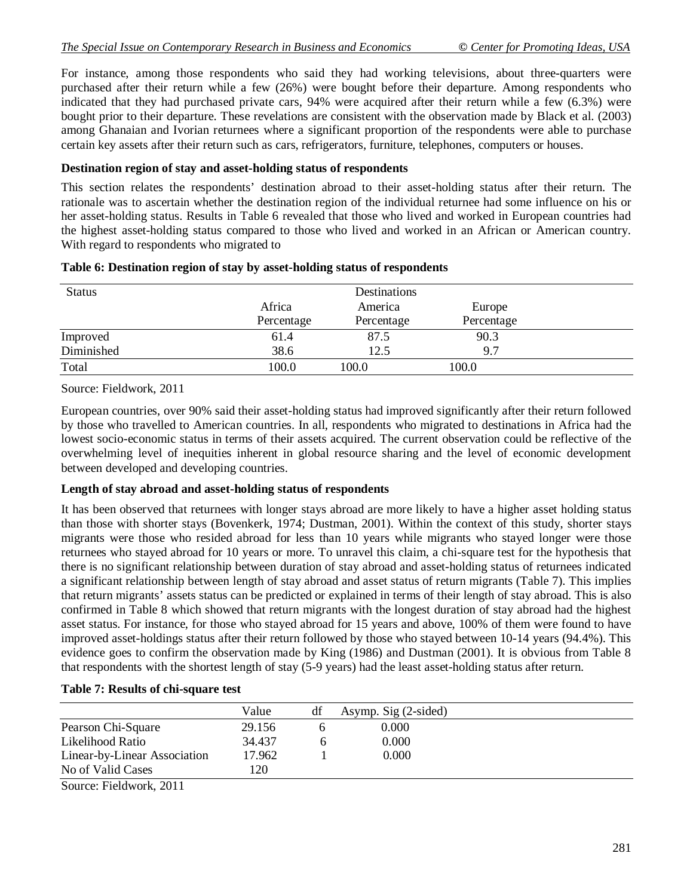For instance, among those respondents who said they had working televisions, about three-quarters were purchased after their return while a few (26%) were bought before their departure. Among respondents who indicated that they had purchased private cars, 94% were acquired after their return while a few (6.3%) were bought prior to their departure. These revelations are consistent with the observation made by Black et al. (2003) among Ghanaian and Ivorian returnees where a significant proportion of the respondents were able to purchase certain key assets after their return such as cars, refrigerators, furniture, telephones, computers or houses.

**Destination region of stay and asset-holding status of respondents**

This section relates the respondents' destination abroad to their asset-holding status after their return. The rationale was to ascertain whether the destination region of the individual returnee had some influence on his or her asset-holding status. Results in Table 6 revealed that those who lived and worked in European countries had the highest asset-holding status compared to those who lived and worked in an African or American country. With regard to respondents who migrated to European countries, over 90% said their asset-holding status had improved significantly after their return followed by those who travelled to American countries. In all, respondents who migrated to destinations in Africa had the lowest socio-economic status in terms of their assets acquired. The current observation could be reflective of the overwhelming level of inequities inherent in global resource sharing and the level of economic development between developed and developing countries.

**Table 6: Destination region of stay by asset-holding status of respondents**

| Status | Destinations | | |
|---|---|---|---|
| | Africa Percentage | America Percentage | Europe Percentage |
| Improved | 61.4 | 87.5 | 90.3 |
| Diminished | 38.6 | 12.5 | 9.7 |
| Total | 100.0 | 100.0 | 100.0 |

Source: Fieldwork, 2011

**Length of stay abroad and asset-holding status of respondents**

It has been observed that returnees with longer stays abroad are more likely to have a higher asset holding status than those with shorter stays (Bovenkerk, 1974; Dustman, 2001). Within the context of this study, shorter stays migrants were those who resided abroad for less than 10 years while migrants who stayed longer were those returnees who stayed abroad for 10 years or more. To unravel this claim, a chi-square test for the hypothesis that there is no significant relationship between duration of stay abroad and asset-holding status of returnees indicated a significant relationship between length of stay abroad and asset status of return migrants (Table 7). This implies that return migrants' assets status can be predicted or explained in terms of their length of stay abroad. This is also confirmed in Table 8 which showed that return migrants with the longest duration of stay abroad had the highest asset status. For instance, for those who stayed abroad for 15 years and above, 100% of them were found to have improved asset-holdings status after their return followed by those who stayed between 10-14 years (94.4%). This evidence goes to confirm the observation made by King (1986) and Dustman (2001). It is obvious from Table 8 that respondents with the shortest length of stay (5-9 years) had the least asset-holding status after return.

**Table 7: Results of chi-square test**

| | Value | df | Asymp. Sig (2-sided) |
|---|---|---|---|
| Pearson Chi-Square | 29.156 | 6 | 0.000 |
| Likelihood Ratio | 34.437 | 6 | 0.000 |
| Linear-by-Linear Association | 17.962 | 1 | 0.000 |
| No of Valid Cases | 120 | | |

Source: Fieldwork, 2011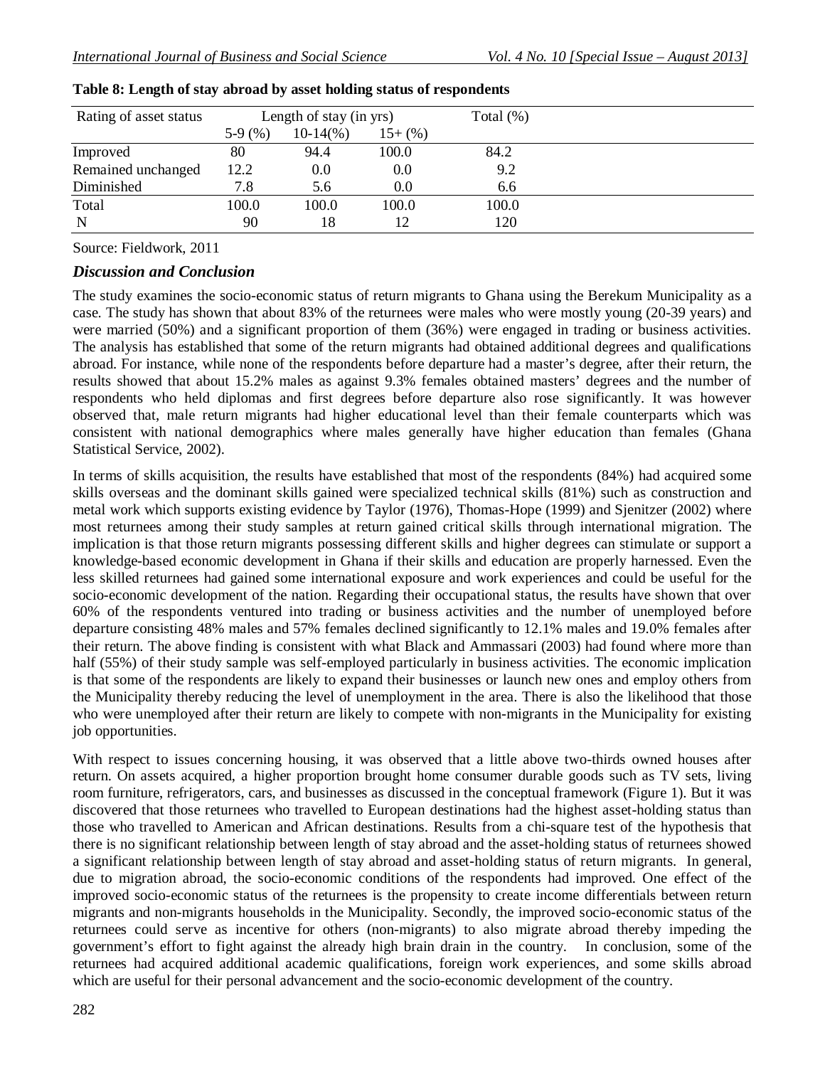**Table 8: Length of stay abroad by asset holding status of respondents**

| Rating of asset status | Length of stay (in yrs) | | | Total (%) |
|---|---|---|---|---|
| | 5-9 (%) | 10-14(%) | 15+ (%) | |
| Improved | 80 | 94.4 | 100.0 | 84.2 |
| Remained unchanged | 12.2 | 0.0 | 0.0 | 9.2 |
| Diminished | 7.8 | 5.6 | 0.0 | 6.6 |
| Total | 100.0 | 100.0 | 100.0 | 100.0 |
| N | 90 | 18 | 12 | 120 |

Source: Fieldwork, 2011

## *Discussion and Conclusion*

The study examines the socio-economic status of return migrants to Ghana using the Berekum Municipality as a case. The study has shown that about 83% of the returnees were males who were mostly young (20-39 years) and were married (50%) and a significant proportion of them (36%) were engaged in trading or business activities. The analysis has established that some of the return migrants had obtained additional degrees and qualifications abroad. For instance, while none of the respondents before departure had a master's degree, after their return, the results showed that about 15.2% males as against 9.3% females obtained masters' degrees and the number of respondents who held diplomas and first degrees before departure also rose significantly. It was however observed that, male return migrants had higher educational level than their female counterparts which was consistent with national demographics where males generally have higher education than females (Ghana Statistical Service, 2002).

In terms of skills acquisition, the results have established that most of the respondents (84%) had acquired some skills overseas and the dominant skills gained were specialized technical skills (81%) such as construction and metal work which supports existing evidence by Taylor (1976), Thomas-Hope (1999) and Sjenitzer (2002) where most returnees among their study samples at return gained critical skills through international migration. The implication is that those return migrants possessing different skills and higher degrees can stimulate or support a knowledge-based economic development in Ghana if their skills and education are properly harnessed. Even the less skilled returnees had gained some international exposure and work experiences and could be useful for the socio-economic development of the nation. Regarding their occupational status, the results have shown that over 60% of the respondents ventured into trading or business activities and the number of unemployed before departure consisting 48% males and 57% females declined significantly to 12.1% males and 19.0% females after their return. The above finding is consistent with what Black and Ammassari (2003) had found where more than half (55%) of their study sample was self-employed particularly in business activities. The economic implication is that some of the respondents are likely to expand their businesses or launch new ones and employ others from the Municipality thereby reducing the level of unemployment in the area. There is also the likelihood that those who were unemployed after their return are likely to compete with non-migrants in the Municipality for existing job opportunities.

With respect to issues concerning housing, it was observed that a little above two-thirds owned houses after return. On assets acquired, a higher proportion brought home consumer durable goods such as TV sets, living room furniture, refrigerators, cars, and businesses as discussed in the conceptual framework (Figure 1). But it was discovered that those returnees who travelled to European destinations had the highest asset-holding status than those who travelled to American and African destinations. Results from a chi-square test of the hypothesis that there is no significant relationship between length of stay abroad and the asset-holding status of returnees showed a significant relationship between length of stay abroad and asset-holding status of return migrants. In general, due to migration abroad, the socio-economic conditions of the respondents had improved. One effect of the improved socio-economic status of the returnees is the propensity to create income differentials between return migrants and non-migrants households in the Municipality. Secondly, the improved socio-economic status of the returnees could serve as incentive for others (non-migrants) to also migrate abroad thereby impeding the government's effort to fight against the already high brain drain in the country. In conclusion, some of the returnees had acquired additional academic qualifications, foreign work experiences, and some skills abroad which are useful for their personal advancement and the socio-economic development of the country.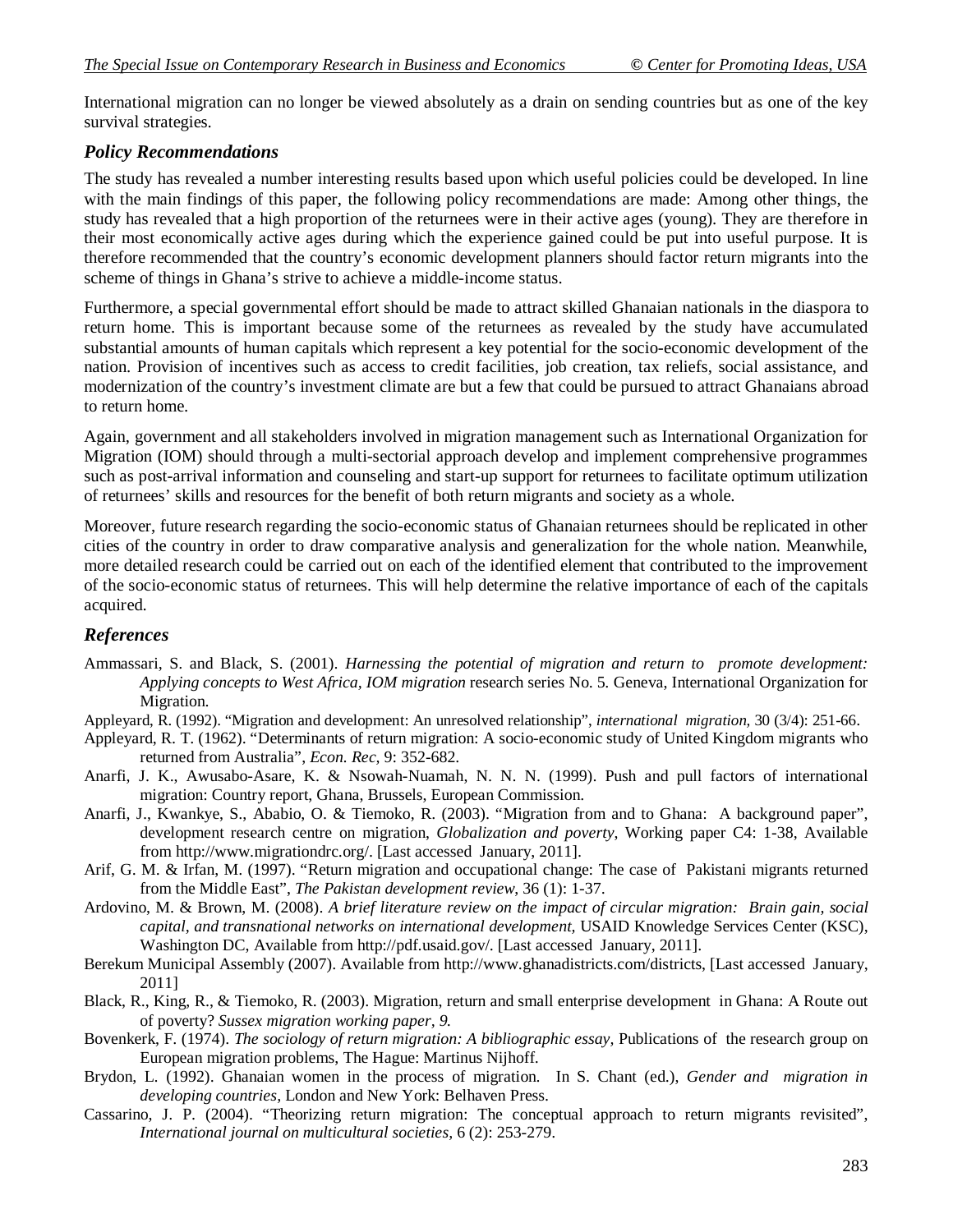International migration can no longer be viewed absolutely as a drain on sending countries but as one of the key survival strategies.

## *Policy Recommendations*

The study has revealed a number interesting results based upon which useful policies could be developed. In line with the main findings of this paper, the following policy recommendations are made: Among other things, the study has revealed that a high proportion of the returnees were in their active ages (young). They are therefore in their most economically active ages during which the experience gained could be put into useful purpose. It is therefore recommended that the country's economic development planners should factor return migrants into the scheme of things in Ghana's strive to achieve a middle-income status.

Furthermore, a special governmental effort should be made to attract skilled Ghanaian nationals in the diaspora to return home. This is important because some of the returnees as revealed by the study have accumulated substantial amounts of human capitals which represent a key potential for the socio-economic development of the nation. Provision of incentives such as access to credit facilities, job creation, tax reliefs, social assistance, and modernization of the country's investment climate are but a few that could be pursued to attract Ghanaians abroad to return home.

Again, government and all stakeholders involved in migration management such as International Organization for Migration (IOM) should through a multi-sectorial approach develop and implement comprehensive programmes such as post-arrival information and counseling and start-up support for returnees to facilitate optimum utilization of returnees' skills and resources for the benefit of both return migrants and society as a whole.

Moreover, future research regarding the socio-economic status of Ghanaian returnees should be replicated in other cities of the country in order to draw comparative analysis and generalization for the whole nation. Meanwhile, more detailed research could be carried out on each of the identified element that contributed to the improvement of the socio-economic status of returnees. This will help determine the relative importance of each of the capitals acquired.

## *References*

Ammassari, S. and Black, S. (2001). *Harnessing the potential of migration and return to promote development: Applying concepts to West Africa, IOM migration* research series No. 5. Geneva, International Organization for Migration.

Appleyard, R. (1992). "Migration and development: An unresolved relationship", *international migration*, 30 (3/4): 251-66.

Appleyard, R. T. (1962). "Determinants of return migration: A socio-economic study of United Kingdom migrants who returned from Australia", *Econ. Rec*, 9: 352-682.

Anarfi, J. K., Awusabo-Asare, K. & Nsowah-Nuamah, N. N. N. (1999). Push and pull factors of international migration: Country report, Ghana, Brussels, European Commission.

Anarfi, J., Kwankye, S., Ababio, O. & Tiemoko, R. (2003). "Migration from and to Ghana: A background paper", development research centre on migration, *Globalization and poverty*, Working paper C4: 1-38, Available from http://www.migrationdrc.org/. [Last accessed January, 2011].

Arif, G. M. & Irfan, M. (1997). "Return migration and occupational change: The case of Pakistani migrants returned from the Middle East", *The Pakistan development review*, 36 (1): 1-37.

Ardovino, M. & Brown, M. (2008). *A brief literature review on the impact of circular migration: Brain gain, social capital, and transnational networks on international development*, USAID Knowledge Services Center (KSC), Washington DC, Available from http://pdf.usaid.gov/. [Last accessed January, 2011].

Berekum Municipal Assembly (2007). Available from http://www.ghanadistricts.com/districts, [Last accessed January, 2011]

Black, R., King, R., & Tiemoko, R. (2003). Migration, return and small enterprise development in Ghana: A Route out of poverty? *Sussex migration working paper, 9.*

Bovenkerk, F. (1974). *The sociology of return migration: A bibliographic essay*, Publications of the research group on European migration problems, The Hague: Martinus Nijhoff.

Brydon, L. (1992). Ghanaian women in the process of migration. In S. Chant (ed.), *Gender and migration in developing countries*, London and New York: Belhaven Press.

Cassarino, J. P. (2004). "Theorizing return migration: The conceptual approach to return migrants revisited", *International journal on multicultural societies*, 6 (2): 253-279.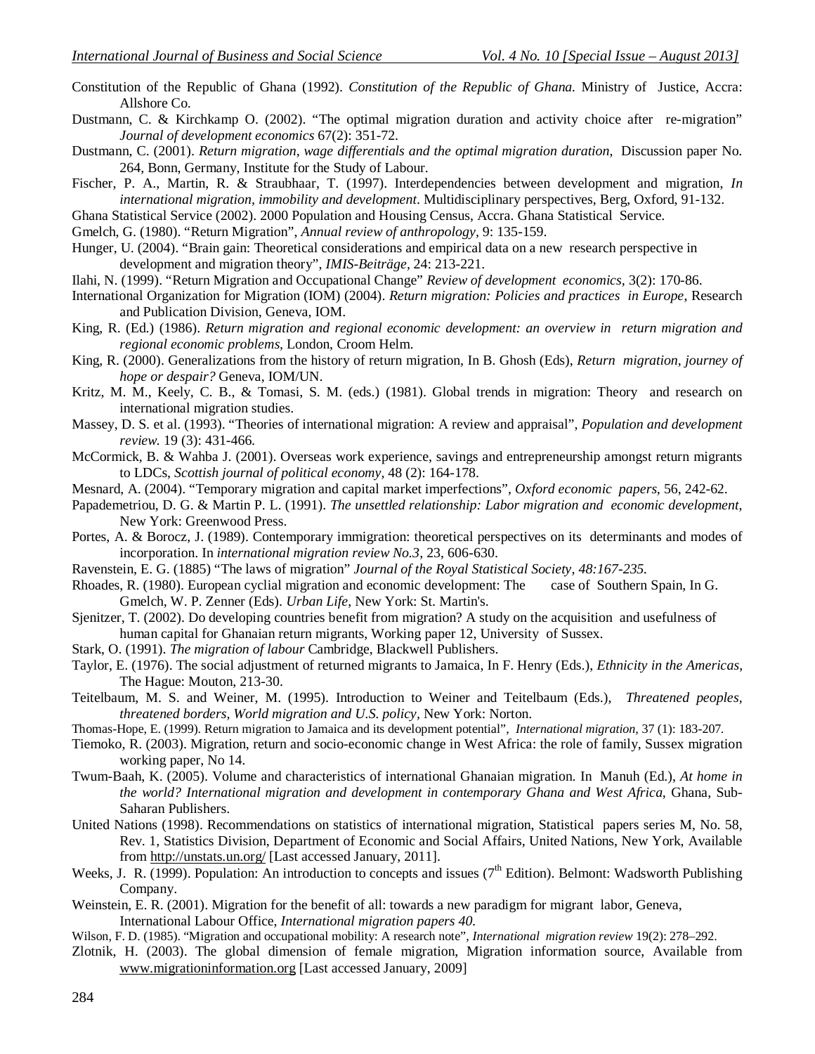Constitution of the Republic of Ghana (1992). *Constitution of the Republic of Ghana.* Ministry of Justice, Accra: Allshore Co.

Dustmann, C. & Kirchkamp O. (2002). "The optimal migration duration and activity choice after re-migration" *Journal of development economics* 67(2): 351-72.

Dustmann, C. (2001). *Return migration, wage differentials and the optimal migration duration*, Discussion paper No. 264, Bonn, Germany, Institute for the Study of Labour.

Fischer, P. A., Martin, R. & Straubhaar, T. (1997). Interdependencies between development and migration, *In international migration, immobility and development*. Multidisciplinary perspectives, Berg, Oxford, 91-132.

Ghana Statistical Service (2002). 2000 Population and Housing Census, Accra. Ghana Statistical Service.

Gmelch, G. (1980). "Return Migration", *Annual review of anthropology,* 9: 135-159.

Hunger, U. (2004). "Brain gain: Theoretical considerations and empirical data on a new research perspective in development and migration theory", *IMIS-Beiträge,* 24: 213-221.

Ilahi, N. (1999). "Return Migration and Occupational Change" *Review of development economics,* 3(2): 170-86.

International Organization for Migration (IOM) (2004). *Return migration: Policies and practices in Europe*, Research and Publication Division, Geneva, IOM.

King, R. (Ed.) (1986). *Return migration and regional economic development: an overview in return migration and regional economic problems,* London, Croom Helm.

King, R. (2000). Generalizations from the history of return migration, In B. Ghosh (Eds), *Return migration, journey of hope or despair?* Geneva, IOM/UN.

Kritz, M. M., Keely, C. B., & Tomasi, S. M. (eds.) (1981). Global trends in migration: Theory and research on international migration studies.

Massey, D. S. et al. (1993). "Theories of international migration: A review and appraisal", *Population and development review.* 19 (3): 431-466.

McCormick, B. & Wahba J. (2001). Overseas work experience, savings and entrepreneurship amongst return migrants to LDCs, *Scottish journal of political economy,* 48 (2): 164-178.

Mesnard, A. (2004). "Temporary migration and capital market imperfections", *Oxford economic papers,* 56, 242-62.

Papademetriou, D. G. & Martin P. L. (1991). *The unsettled relationship: Labor migration and economic development,* New York: Greenwood Press.

Portes, A. & Borocz, J. (1989). Contemporary immigration: theoretical perspectives on its determinants and modes of incorporation. In *international migration review No.3*, 23, 606-630.

Ravenstein, E. G. (1885) "The laws of migration" *Journal of the Royal Statistical Society, 48:167-235.*

Rhoades, R. (1980). European cyclial migration and economic development: The case of Southern Spain, In G. Gmelch, W. P. Zenner (Eds). *Urban Life*, New York: St. Martin's.

Sjenitzer, T. (2002). Do developing countries benefit from migration? A study on the acquisition and usefulness of human capital for Ghanaian return migrants, Working paper 12, University of Sussex.

Stark, O. (1991). *The migration of labour* Cambridge, Blackwell Publishers.

Taylor, E. (1976). The social adjustment of returned migrants to Jamaica, In F. Henry (Eds.), *Ethnicity in the Americas*, The Hague: Mouton, 213-30.

Teitelbaum, M. S. and Weiner, M. (1995). Introduction to Weiner and Teitelbaum (Eds.), *Threatened peoples, threatened borders, World migration and U.S. policy,* New York: Norton.

Thomas-Hope, E. (1999). Return migration to Jamaica and its development potential", *International migration*, 37 (1): 183-207.

Tiemoko, R. (2003). Migration, return and socio-economic change in West Africa: the role of family, Sussex migration working paper, No 14.

Twum-Baah, K. (2005). Volume and characteristics of international Ghanaian migration. In Manuh (Ed.), *At home in the world? International migration and development in contemporary Ghana and West Africa,* Ghana, Sub-Saharan Publishers.

United Nations (1998). Recommendations on statistics of international migration, Statistical papers series M, No. 58, Rev. 1, Statistics Division, Department of Economic and Social Affairs, United Nations, New York, Available from http://unstats.un.org/ [Last accessed January, 2011].

Weeks, J. R. (1999). Population: An introduction to concepts and issues (7th Edition). Belmont: Wadsworth Publishing Company.

Weinstein, E. R. (2001). Migration for the benefit of all: towards a new paradigm for migrant labor, Geneva, International Labour Office, *International migration papers 40.*

Wilson, F. D. (1985). "Migration and occupational mobility: A research note", *International migration review* 19(2): 278–292.

Zlotnik, H. (2003). The global dimension of female migration, Migration information source, Available from www.migrationinformation.org [Last accessed January, 2009]